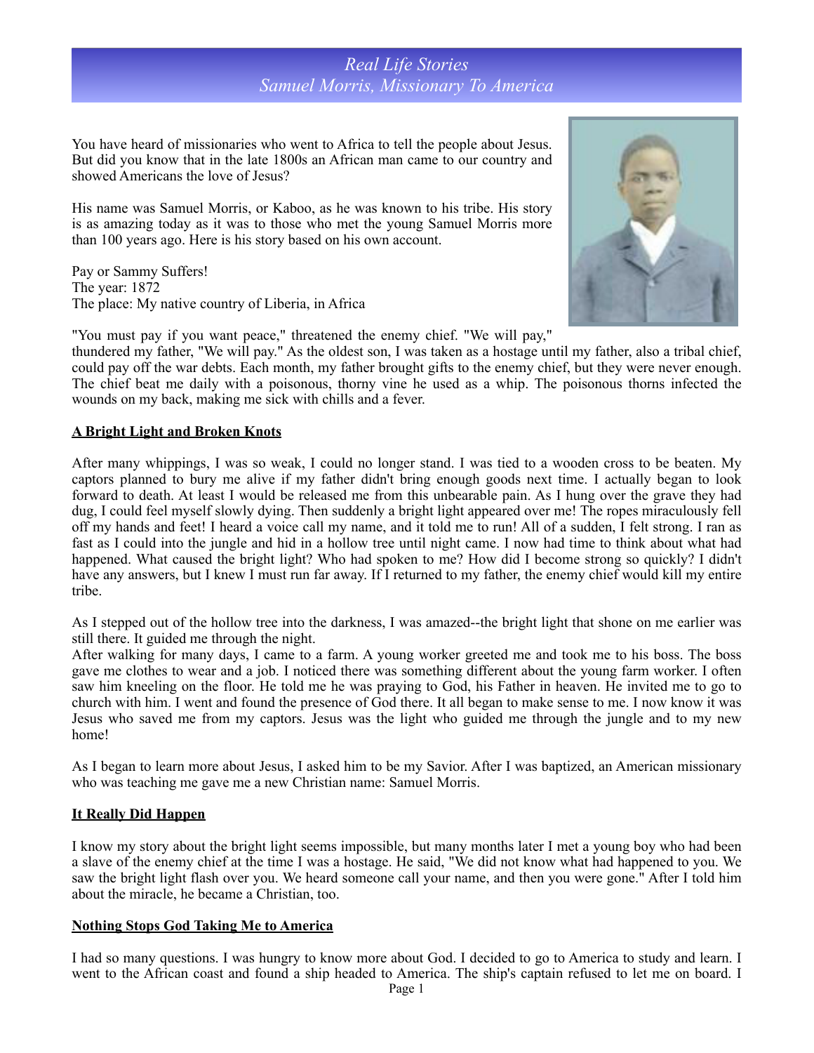# Real Life Stories
## Samuel Morris, Missionary To America

You have heard of missionaries who went to Africa to tell the people about Jesus. But did you know that in the late 1800s an African man came to our country and showed Americans the love of Jesus?

His name was Samuel Morris, or Kaboo, as he was known to his tribe. His story is as amazing today as it was to those who met the young Samuel Morris more than 100 years ago. Here is his story based on his own account.

Pay or Sammy Suffers!
The year: 1872
The place: My native country of Liberia, in Africa

"You must pay if you want peace," threatened the enemy chief. "We will pay," thundered my father, "We will pay." As the oldest son, I was taken as a hostage until my father, also a tribal chief, could pay off the war debts. Each month, my father brought gifts to the enemy chief, but they were never enough. The chief beat me daily with a poisonous, thorny vine he used as a whip. The poisonous thorns infected the wounds on my back, making me sick with chills and a fever.

### A Bright Light and Broken Knots

After many whippings, I was so weak, I could no longer stand. I was tied to a wooden cross to be beaten. My captors planned to bury me alive if my father didn't bring enough goods next time. I actually began to look forward to death. At least I would be released me from this unbearable pain. As I hung over the grave they had dug, I could feel myself slowly dying. Then suddenly a bright light appeared over me! The ropes miraculously fell off my hands and feet! I heard a voice call my name, and it told me to run! All of a sudden, I felt strong. I ran as fast as I could into the jungle and hid in a hollow tree until night came. I now had time to think about what had happened. What caused the bright light? Who had spoken to me? How did I become strong so quickly? I didn't have any answers, but I knew I must run far away. If I returned to my father, the enemy chief would kill my entire tribe.

As I stepped out of the hollow tree into the darkness, I was amazed--the bright light that shone on me earlier was still there. It guided me through the night.
After walking for many days, I came to a farm. A young worker greeted me and took me to his boss. The boss gave me clothes to wear and a job. I noticed there was something different about the young farm worker. I often saw him kneeling on the floor. He told me he was praying to God, his Father in heaven. He invited me to go to church with him. I went and found the presence of God there. It all began to make sense to me. I now know it was Jesus who saved me from my captors. Jesus was the light who guided me through the jungle and to my new home!

As I began to learn more about Jesus, I asked him to be my Savior. After I was baptized, an American missionary who was teaching me gave me a new Christian name: Samuel Morris.

### It Really Did Happen

I know my story about the bright light seems impossible, but many months later I met a young boy who had been a slave of the enemy chief at the time I was a hostage. He said, "We did not know what had happened to you. We saw the bright light flash over you. We heard someone call your name, and then you were gone." After I told him about the miracle, he became a Christian, too.

### Nothing Stops God Taking Me to America

I had so many questions. I was hungry to know more about God. I decided to go to America to study and learn. I went to the African coast and found a ship headed to America. The ship's captain refused to let me on board. I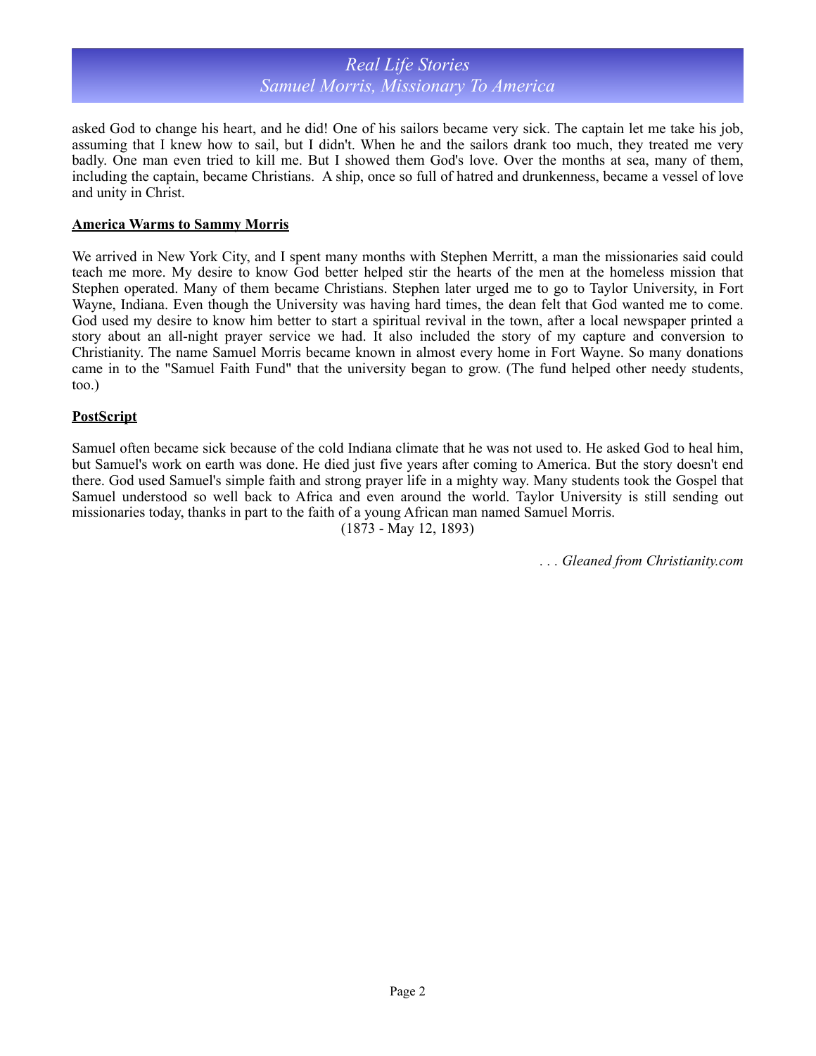asked God to change his heart, and he did! One of his sailors became very sick. The captain let me take his job, assuming that I knew how to sail, but I didn't. When he and the sailors drank too much, they treated me very badly. One man even tried to kill me. But I showed them God's love. Over the months at sea, many of them, including the captain, became Christians. A ship, once so full of hatred and drunkenness, became a vessel of love and unity in Christ.

**America Warms to Sammy Morris**

We arrived in New York City, and I spent many months with Stephen Merritt, a man the missionaries said could teach me more. My desire to know God better helped stir the hearts of the men at the homeless mission that Stephen operated. Many of them became Christians. Stephen later urged me to go to Taylor University, in Fort Wayne, Indiana. Even though the University was having hard times, the dean felt that God wanted me to come. God used my desire to know him better to start a spiritual revival in the town, after a local newspaper printed a story about an all-night prayer service we had. It also included the story of my capture and conversion to Christianity. The name Samuel Morris became known in almost every home in Fort Wayne. So many donations came in to the "Samuel Faith Fund" that the university began to grow. (The fund helped other needy students, too.)

**PostScript**

Samuel often became sick because of the cold Indiana climate that he was not used to. He asked God to heal him, but Samuel's work on earth was done. He died just five years after coming to America. But the story doesn't end there. God used Samuel's simple faith and strong prayer life in a mighty way. Many students took the Gospel that Samuel understood so well back to Africa and even around the world. Taylor University is still sending out missionaries today, thanks in part to the faith of a young African man named Samuel Morris.

(1873 - May 12, 1893)

. . . *Gleaned from Christianity.com*